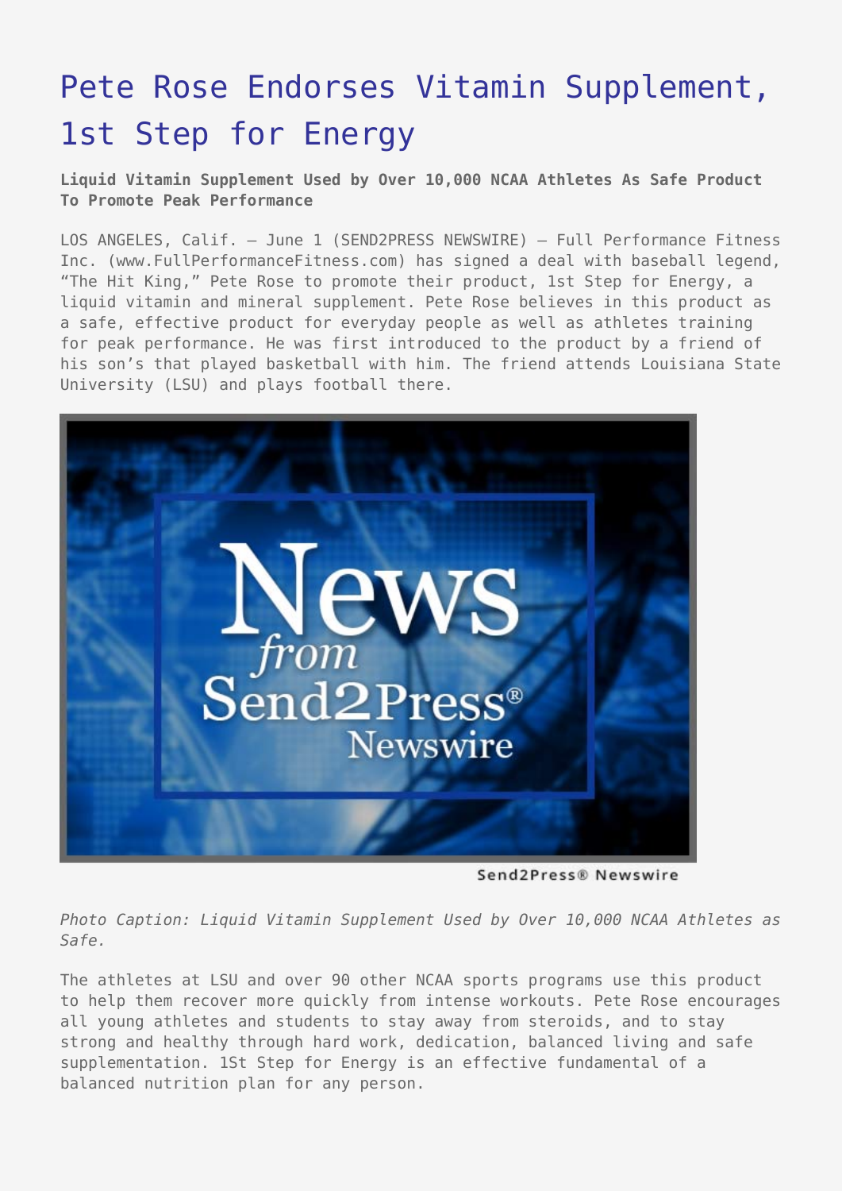# Pete Rose Endorses Vitamin Supplement, 1st Step for Energy

**Liquid Vitamin Supplement Used by Over 10,000 NCAA Athletes As Safe Product To Promote Peak Performance**

LOS ANGELES, Calif. – June 1 (SEND2PRESS NEWSWIRE) – Full Performance Fitness Inc. (www.FullPerformanceFitness.com) has signed a deal with baseball legend, "The Hit King," Pete Rose to promote their product, 1st Step for Energy, a liquid vitamin and mineral supplement. Pete Rose believes in this product as a safe, effective product for everyday people as well as athletes training for peak performance. He was first introduced to the product by a friend of his son's that played basketball with him. The friend attends Louisiana State University (LSU) and plays football there.

Send2Press® Newswire

*Photo Caption: Liquid Vitamin Supplement Used by Over 10,000 NCAA Athletes as Safe.*

The athletes at LSU and over 90 other NCAA sports programs use this product to help them recover more quickly from intense workouts. Pete Rose encourages all young athletes and students to stay away from steroids, and to stay strong and healthy through hard work, dedication, balanced living and safe supplementation. 1St Step for Energy is an effective fundamental of a balanced nutrition plan for any person.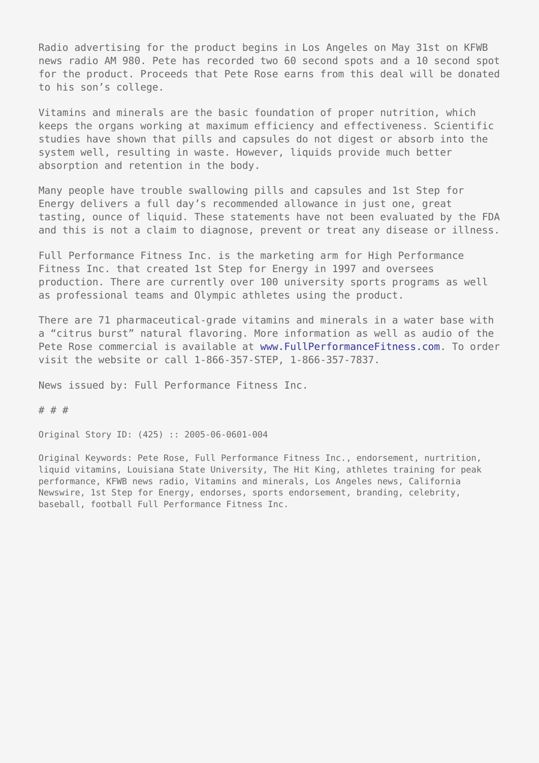Radio advertising for the product begins in Los Angeles on May 31st on KFWB news radio AM 980. Pete has recorded two 60 second spots and a 10 second spot for the product. Proceeds that Pete Rose earns from this deal will be donated to his son's college.

Vitamins and minerals are the basic foundation of proper nutrition, which keeps the organs working at maximum efficiency and effectiveness. Scientific studies have shown that pills and capsules do not digest or absorb into the system well, resulting in waste. However, liquids provide much better absorption and retention in the body.

Many people have trouble swallowing pills and capsules and 1st Step for Energy delivers a full day's recommended allowance in just one, great tasting, ounce of liquid. These statements have not been evaluated by the FDA and this is not a claim to diagnose, prevent or treat any disease or illness.

Full Performance Fitness Inc. is the marketing arm for High Performance Fitness Inc. that created 1st Step for Energy in 1997 and oversees production. There are currently over 100 university sports programs as well as professional teams and Olympic athletes using the product.

There are 71 pharmaceutical-grade vitamins and minerals in a water base with a "citrus burst" natural flavoring. More information as well as audio of the Pete Rose commercial is available at www.FullPerformanceFitness.com. To order visit the website or call 1-866-357-STEP, 1-866-357-7837.

News issued by: Full Performance Fitness Inc.

# # #

Original Story ID: (425) :: 2005-06-0601-004

Original Keywords: Pete Rose, Full Performance Fitness Inc., endorsement, nurtrition, liquid vitamins, Louisiana State University, The Hit King, athletes training for peak performance, KFWB news radio, Vitamins and minerals, Los Angeles news, California Newswire, 1st Step for Energy, endorses, sports endorsement, branding, celebrity, baseball, football Full Performance Fitness Inc.